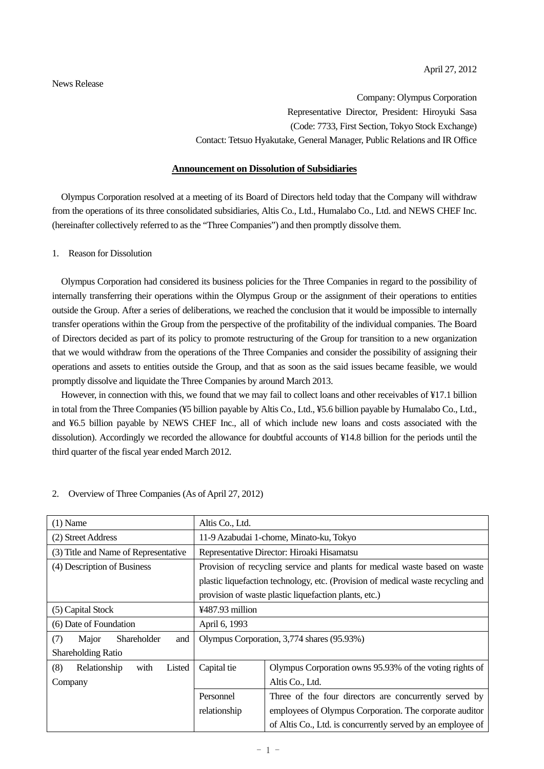April 27, 2012

News Release

Company: Olympus Corporation
Representative Director, President: Hiroyuki Sasa
(Code: 7733, First Section, Tokyo Stock Exchange)
Contact: Tetsuo Hyakutake, General Manager, Public Relations and IR Office

# Announcement on Dissolution of Subsidiaries

Olympus Corporation resolved at a meeting of its Board of Directors held today that the Company will withdraw from the operations of its three consolidated subsidiaries, Altis Co., Ltd., Humalabo Co., Ltd. and NEWS CHEF Inc. (hereinafter collectively referred to as the "Three Companies") and then promptly dissolve them.

## 1. Reason for Dissolution

Olympus Corporation had considered its business policies for the Three Companies in regard to the possibility of internally transferring their operations within the Olympus Group or the assignment of their operations to entities outside the Group. After a series of deliberations, we reached the conclusion that it would be impossible to internally transfer operations within the Group from the perspective of the profitability of the individual companies. The Board of Directors decided as part of its policy to promote restructuring of the Group for transition to a new organization that we would withdraw from the operations of the Three Companies and consider the possibility of assigning their operations and assets to entities outside the Group, and that as soon as the said issues became feasible, we would promptly dissolve and liquidate the Three Companies by around March 2013.

However, in connection with this, we found that we may fail to collect loans and other receivables of ¥17.1 billion in total from the Three Companies (¥5 billion payable by Altis Co., Ltd., ¥5.6 billion payable by Humalabo Co., Ltd., and ¥6.5 billion payable by NEWS CHEF Inc., all of which include new loans and costs associated with the dissolution). Accordingly we recorded the allowance for doubtful accounts of ¥14.8 billion for the periods until the third quarter of the fiscal year ended March 2012.

## 2. Overview of Three Companies (As of April 27, 2012)

| (1) Name | Altis Co., Ltd. | |
|---|---|---|
| (2) Street Address | 11-9 Azabudai 1-chome, Minato-ku, Tokyo | |
| (3) Title and Name of Representative | Representative Director: Hiroaki Hisamatsu | |
| (4) Description of Business | Provision of recycling service and plants for medical waste based on waste plastic liquefaction technology, etc. (Provision of medical waste recycling and provision of waste plastic liquefaction plants, etc.) | |
| (5) Capital Stock | ¥487.93 million | |
| (6) Date of Foundation | April 6, 1993 | |
| (7) Major Shareholder and Shareholding Ratio | Olympus Corporation, 3,774 shares (95.93%) | |
| (8) Relationship with Listed Company | Capital tie | Olympus Corporation owns 95.93% of the voting rights of Altis Co., Ltd. |
| | Personnel relationship | Three of the four directors are concurrently served by employees of Olympus Corporation. The corporate auditor of Altis Co., Ltd. is concurrently served by an employee of |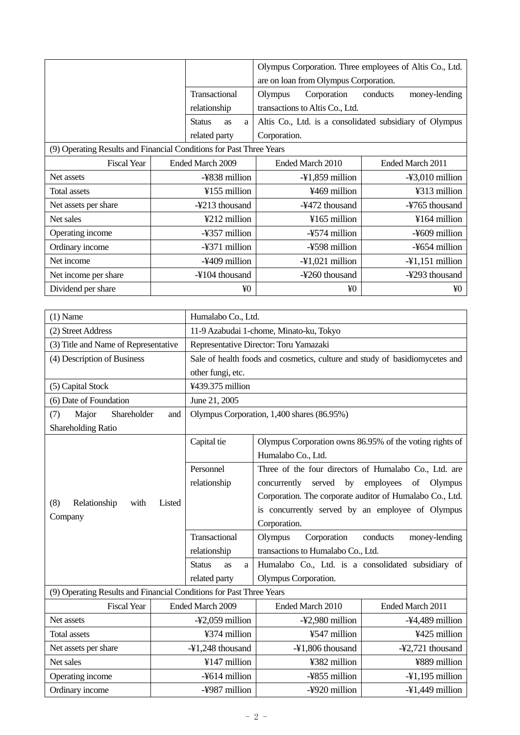| | | |
|---|---|---|
| | | Olympus Corporation. Three employees of Altis Co., Ltd. are on loan from Olympus Corporation. |
| | Transactional relationship | Olympus Corporation conducts money-lending transactions to Altis Co., Ltd. |
| | Status as a related party | Altis Co., Ltd. is a consolidated subsidiary of Olympus Corporation. |

(9) Operating Results and Financial Conditions for Past Three Years

| Fiscal Year | Ended March 2009 | Ended March 2010 | Ended March 2011 |
|---|---|---|---|
| Net assets | -¥838 million | -¥1,859 million | -¥3,010 million |
| Total assets | ¥155 million | ¥469 million | ¥313 million |
| Net assets per share | -¥213 thousand | -¥472 thousand | -¥765 thousand |
| Net sales | ¥212 million | ¥165 million | ¥164 million |
| Operating income | -¥357 million | -¥574 million | -¥609 million |
| Ordinary income | -¥371 million | -¥598 million | -¥654 million |
| Net income | -¥409 million | -¥1,021 million | -¥1,151 million |
| Net income per share | -¥104 thousand | -¥260 thousand | -¥293 thousand |
| Dividend per share | ¥0 | ¥0 | ¥0 |

| | | |
|---|---|---|
| (1) Name | Humalabo Co., Ltd. | |
| (2) Street Address | 11-9 Azabudai 1-chome, Minato-ku, Tokyo | |
| (3) Title and Name of Representative | Representative Director: Toru Yamazaki | |
| (4) Description of Business | Sale of health foods and cosmetics, culture and study of basidiomycetes and other fungi, etc. | |
| (5) Capital Stock | ¥439.375 million | |
| (6) Date of Foundation | June 21, 2005 | |
| (7) Major Shareholder and Shareholding Ratio | Olympus Corporation, 1,400 shares (86.95%) | |
| (8) Relationship with Listed Company | Capital tie | Olympus Corporation owns 86.95% of the voting rights of Humalabo Co., Ltd. |
| | Personnel relationship | Three of the four directors of Humalabo Co., Ltd. are concurrently served by employees of Olympus Corporation. The corporate auditor of Humalabo Co., Ltd. is concurrently served by an employee of Olympus Corporation. |
| | Transactional relationship | Olympus Corporation conducts money-lending transactions to Humalabo Co., Ltd. |
| | Status as a related party | Humalabo Co., Ltd. is a consolidated subsidiary of Olympus Corporation. |

(9) Operating Results and Financial Conditions for Past Three Years

| Fiscal Year | Ended March 2009 | Ended March 2010 | Ended March 2011 |
|---|---|---|---|
| Net assets | -¥2,059 million | -¥2,980 million | -¥4,489 million |
| Total assets | ¥374 million | ¥547 million | ¥425 million |
| Net assets per share | -¥1,248 thousand | -¥1,806 thousand | -¥2,721 thousand |
| Net sales | ¥147 million | ¥382 million | ¥889 million |
| Operating income | -¥614 million | -¥855 million | -¥1,195 million |
| Ordinary income | -¥987 million | -¥920 million | -¥1,449 million |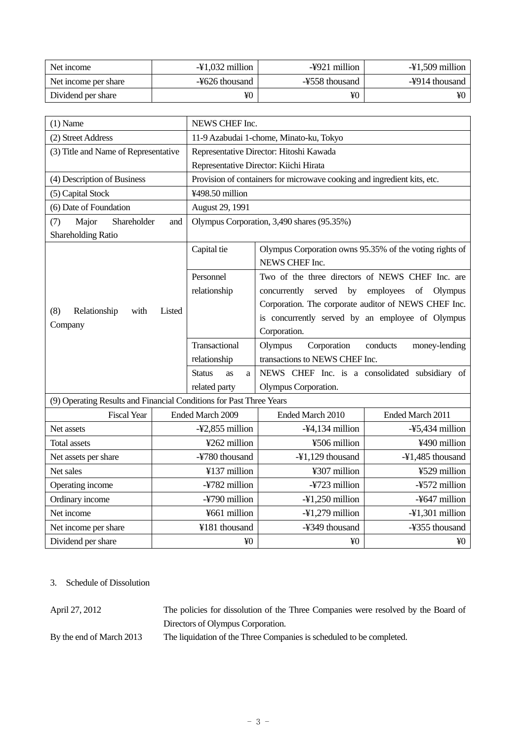| Net income | -¥1,032 million | -¥921 million | -¥1,509 million |
|---|---|---|---|
| Net income per share | -¥626 thousand | -¥558 thousand | -¥914 thousand |
| Dividend per share | ¥0 | ¥0 | ¥0 |

| (1) Name | NEWS CHEF Inc. | | |
|---|---|---|---|
| (2) Street Address | 11-9 Azabudai 1-chome, Minato-ku, Tokyo | | |
| (3) Title and Name of Representative | Representative Director: Hitoshi Kawada<br>Representative Director: Kiichi Hirata | | |
| (4) Description of Business | Provision of containers for microwave cooking and ingredient kits, etc. | | |
| (5) Capital Stock | ¥498.50 million | | |
| (6) Date of Foundation | August 29, 1991 | | |
| (7) Major Shareholder and Shareholding Ratio | Olympus Corporation, 3,490 shares (95.35%) | | |
| (8) Relationship with Listed Company | Capital tie | Olympus Corporation owns 95.35% of the voting rights of NEWS CHEF Inc. | |
| | Personnel relationship | Two of the three directors of NEWS CHEF Inc. are concurrently served by employees of Olympus Corporation. The corporate auditor of NEWS CHEF Inc. is concurrently served by an employee of Olympus Corporation. | |
| | Transactional relationship | Olympus Corporation conducts money-lending transactions to NEWS CHEF Inc. | |
| | Status as a related party | NEWS CHEF Inc. is a consolidated subsidiary of Olympus Corporation. | |
| (9) Operating Results and Financial Conditions for Past Three Years | | | |
| Fiscal Year | Ended March 2009 | Ended March 2010 | Ended March 2011 |
| Net assets | -¥2,855 million | -¥4,134 million | -¥5,434 million |
| Total assets | ¥262 million | ¥506 million | ¥490 million |
| Net assets per share | -¥780 thousand | -¥1,129 thousand | -¥1,485 thousand |
| Net sales | ¥137 million | ¥307 million | ¥529 million |
| Operating income | -¥782 million | -¥723 million | -¥572 million |
| Ordinary income | -¥790 million | -¥1,250 million | -¥647 million |
| Net income | ¥661 million | -¥1,279 million | -¥1,301 million |
| Net income per share | ¥181 thousand | -¥349 thousand | -¥355 thousand |
| Dividend per share | ¥0 | ¥0 | ¥0 |

3. Schedule of Dissolution

| | |
|---|---|
| April 27, 2012 | The policies for dissolution of the Three Companies were resolved by the Board of Directors of Olympus Corporation. |
| By the end of March 2013 | The liquidation of the Three Companies is scheduled to be completed. |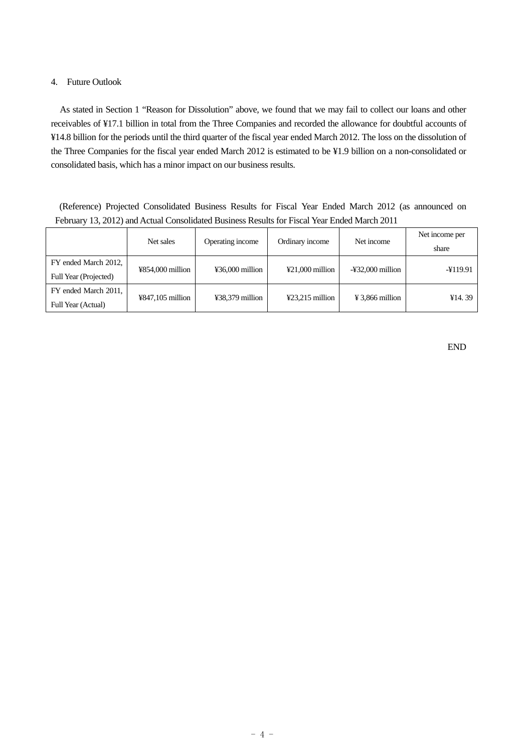4. Future Outlook

As stated in Section 1 “Reason for Dissolution” above, we found that we may fail to collect our loans and other receivables of ¥17.1 billion in total from the Three Companies and recorded the allowance for doubtful accounts of ¥14.8 billion for the periods until the third quarter of the fiscal year ended March 2012. The loss on the dissolution of the Three Companies for the fiscal year ended March 2012 is estimated to be ¥1.9 billion on a non-consolidated or consolidated basis, which has a minor impact on our business results.

(Reference) Projected Consolidated Business Results for Fiscal Year Ended March 2012 (as announced on February 13, 2012) and Actual Consolidated Business Results for Fiscal Year Ended March 2011

| | Net sales | Operating income | Ordinary income | Net income | Net income per share |
|---|---|---|---|---|---|
| FY ended March 2012, Full Year (Projected) | ¥854,000 million | ¥36,000 million | ¥21,000 million | -¥32,000 million | -¥119.91 |
| FY ended March 2011, Full Year (Actual) | ¥847,105 million | ¥38,379 million | ¥23,215 million | ¥ 3,866 million | ¥14. 39 |

END